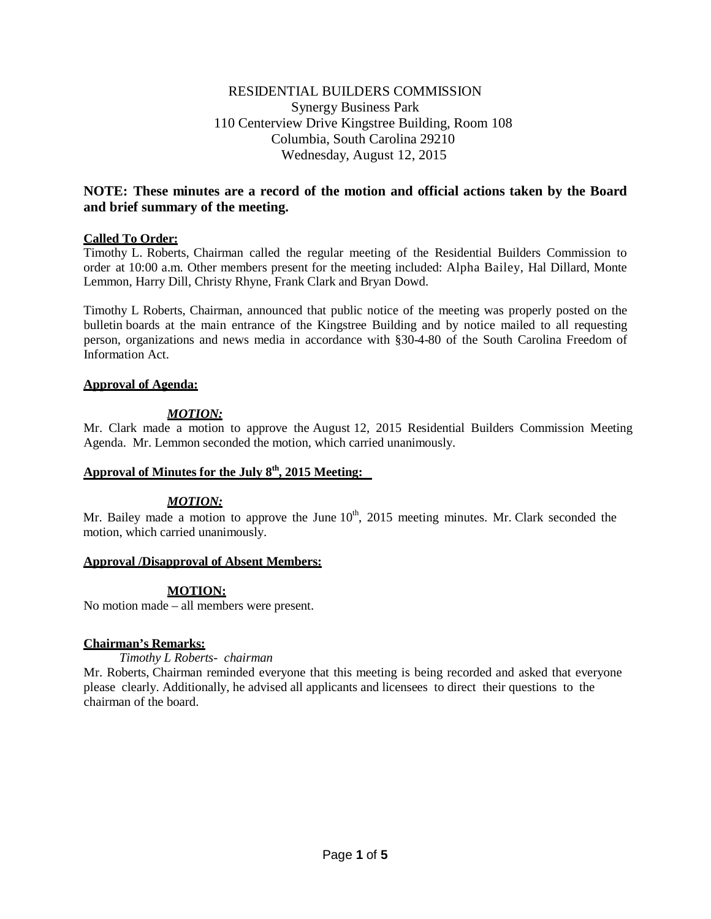RESIDENTIAL BUILDERS COMMISSION
Synergy Business Park
110 Centerview Drive Kingstree Building, Room 108
Columbia, South Carolina 29210
Wednesday, August 12, 2015

**NOTE: These minutes are a record of the motion and official actions taken by the Board and brief summary of the meeting.**

**Called To Order:**

Timothy L. Roberts, Chairman called the regular meeting of the Residential Builders Commission to order at 10:00 a.m. Other members present for the meeting included: Alpha Bailey, Hal Dillard, Monte Lemmon, Harry Dill, Christy Rhyne, Frank Clark and Bryan Dowd.

Timothy L Roberts, Chairman, announced that public notice of the meeting was properly posted on the bulletin boards at the main entrance of the Kingstree Building and by notice mailed to all requesting person, organizations and news media in accordance with §30-4-80 of the South Carolina Freedom of Information Act.

**Approval of Agenda:**

***MOTION:***

Mr. Clark made a motion to approve the August 12, 2015 Residential Builders Commission Meeting Agenda. Mr. Lemmon seconded the motion, which carried unanimously.

**Approval of Minutes for the July 8th, 2015 Meeting:**

***MOTION:***

Mr. Bailey made a motion to approve the June 10th, 2015 meeting minutes. Mr. Clark seconded the motion, which carried unanimously.

**Approval /Disapproval of Absent Members:**

**MOTION:**

No motion made – all members were present.

**Chairman's Remarks:**

*Timothy L Roberts- chairman*

Mr. Roberts, Chairman reminded everyone that this meeting is being recorded and asked that everyone please clearly. Additionally, he advised all applicants and licensees to direct their questions to the chairman of the board.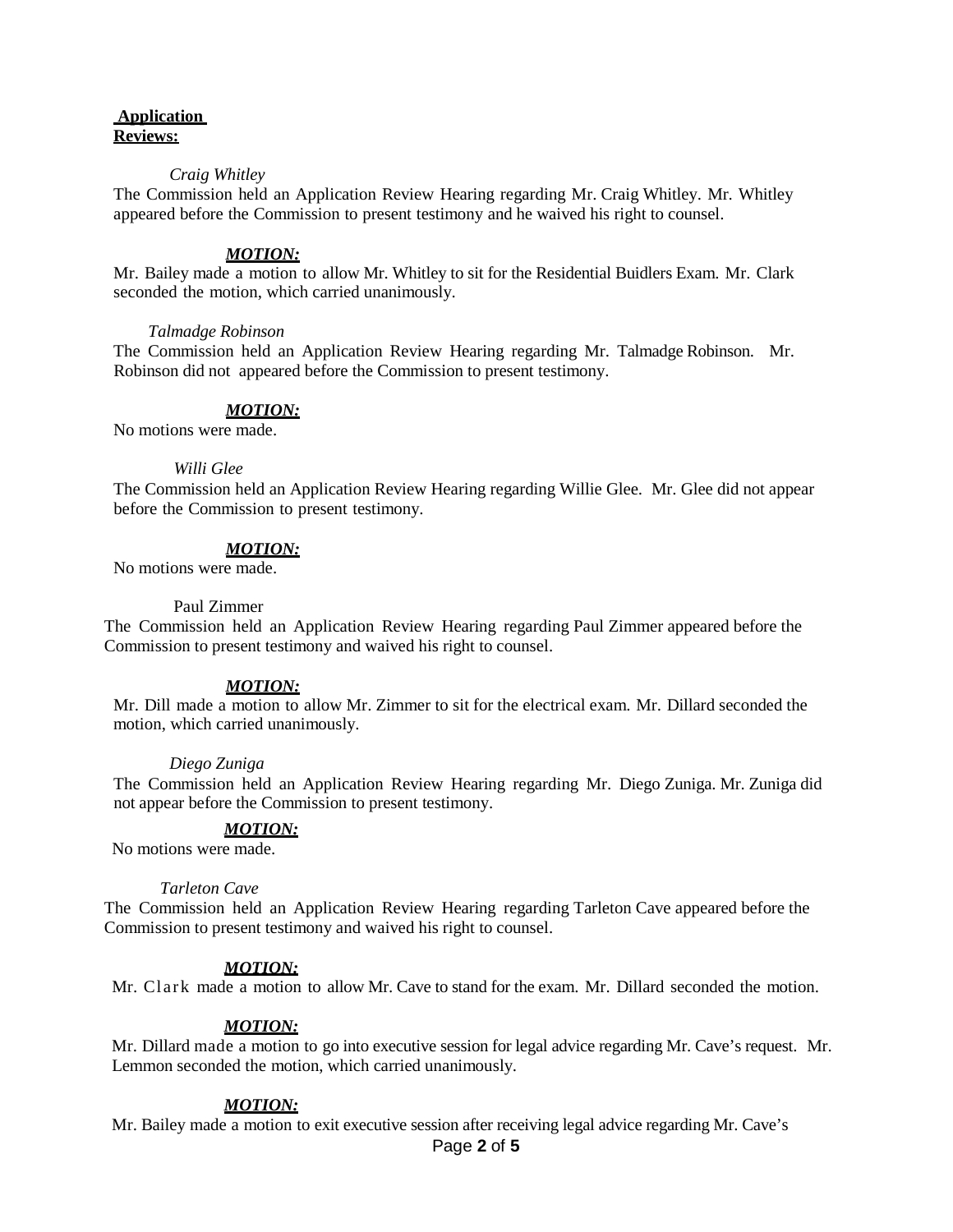**Application Reviews:**

*Craig Whitley*

The Commission held an Application Review Hearing regarding Mr. Craig Whitley. Mr. Whitley appeared before the Commission to present testimony and he waived his right to counsel.

***MOTION:***

Mr. Bailey made a motion to allow Mr. Whitley to sit for the Residential Buidlers Exam. Mr. Clark seconded the motion, which carried unanimously.

*Talmadge Robinson*

The Commission held an Application Review Hearing regarding Mr. Talmadge Robinson. Mr. Robinson did not appeared before the Commission to present testimony.

***MOTION:***

No motions were made.

*Willi Glee*

The Commission held an Application Review Hearing regarding Willie Glee. Mr. Glee did not appear before the Commission to present testimony.

***MOTION:***

No motions were made.

Paul Zimmer

The Commission held an Application Review Hearing regarding Paul Zimmer appeared before the Commission to present testimony and waived his right to counsel.

***MOTION:***

Mr. Dill made a motion to allow Mr. Zimmer to sit for the electrical exam. Mr. Dillard seconded the motion, which carried unanimously.

*Diego Zuniga*

The Commission held an Application Review Hearing regarding Mr. Diego Zuniga. Mr. Zuniga did not appear before the Commission to present testimony.

***MOTION:***

No motions were made.

*Tarleton Cave*

The Commission held an Application Review Hearing regarding Tarleton Cave appeared before the Commission to present testimony and waived his right to counsel.

***MOTION:***

Mr. Clark made a motion to allow Mr. Cave to stand for the exam. Mr. Dillard seconded the motion.

***MOTION:***

Mr. Dillard made a motion to go into executive session for legal advice regarding Mr. Cave's request. Mr. Lemmon seconded the motion, which carried unanimously.

***MOTION:***

Mr. Bailey made a motion to exit executive session after receiving legal advice regarding Mr. Cave's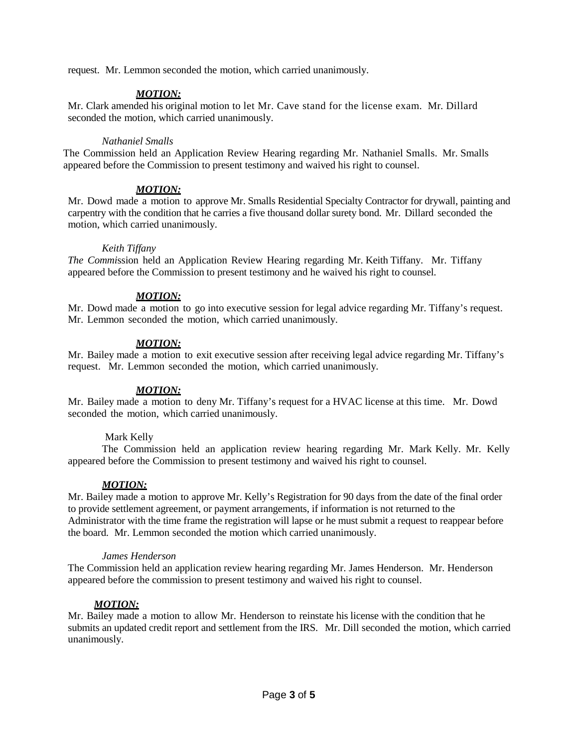request. Mr. Lemmon seconded the motion, which carried unanimously.

***MOTION:***

Mr. Clark amended his original motion to let Mr. Cave stand for the license exam. Mr. Dillard seconded the motion, which carried unanimously.

*Nathaniel Smalls*

The Commission held an Application Review Hearing regarding Mr. Nathaniel Smalls. Mr. Smalls appeared before the Commission to present testimony and waived his right to counsel.

***MOTION:***

Mr. Dowd made a motion to approve Mr. Smalls Residential Specialty Contractor for drywall, painting and carpentry with the condition that he carries a five thousand dollar surety bond. Mr. Dillard seconded the motion, which carried unanimously.

*Keith Tiffany*

*The Comm*ission held an Application Review Hearing regarding Mr. Keith Tiffany. Mr. Tiffany appeared before the Commission to present testimony and he waived his right to counsel.

***MOTION:***

Mr. Dowd made a motion to go into executive session for legal advice regarding Mr. Tiffany's request. Mr. Lemmon seconded the motion, which carried unanimously.

***MOTION:***

Mr. Bailey made a motion to exit executive session after receiving legal advice regarding Mr. Tiffany's request. Mr. Lemmon seconded the motion, which carried unanimously.

***MOTION:***

Mr. Bailey made a motion to deny Mr. Tiffany's request for a HVAC license at this time. Mr. Dowd seconded the motion, which carried unanimously.

Mark Kelly

The Commission held an application review hearing regarding Mr. Mark Kelly. Mr. Kelly appeared before the Commission to present testimony and waived his right to counsel.

***MOTION:***

Mr. Bailey made a motion to approve Mr. Kelly's Registration for 90 days from the date of the final order to provide settlement agreement, or payment arrangements, if information is not returned to the Administrator with the time frame the registration will lapse or he must submit a request to reappear before the board. Mr. Lemmon seconded the motion which carried unanimously.

*James Henderson*

The Commission held an application review hearing regarding Mr. James Henderson. Mr. Henderson appeared before the commission to present testimony and waived his right to counsel.

***MOTION:***

Mr. Bailey made a motion to allow Mr. Henderson to reinstate his license with the condition that he submits an updated credit report and settlement from the IRS. Mr. Dill seconded the motion, which carried unanimously.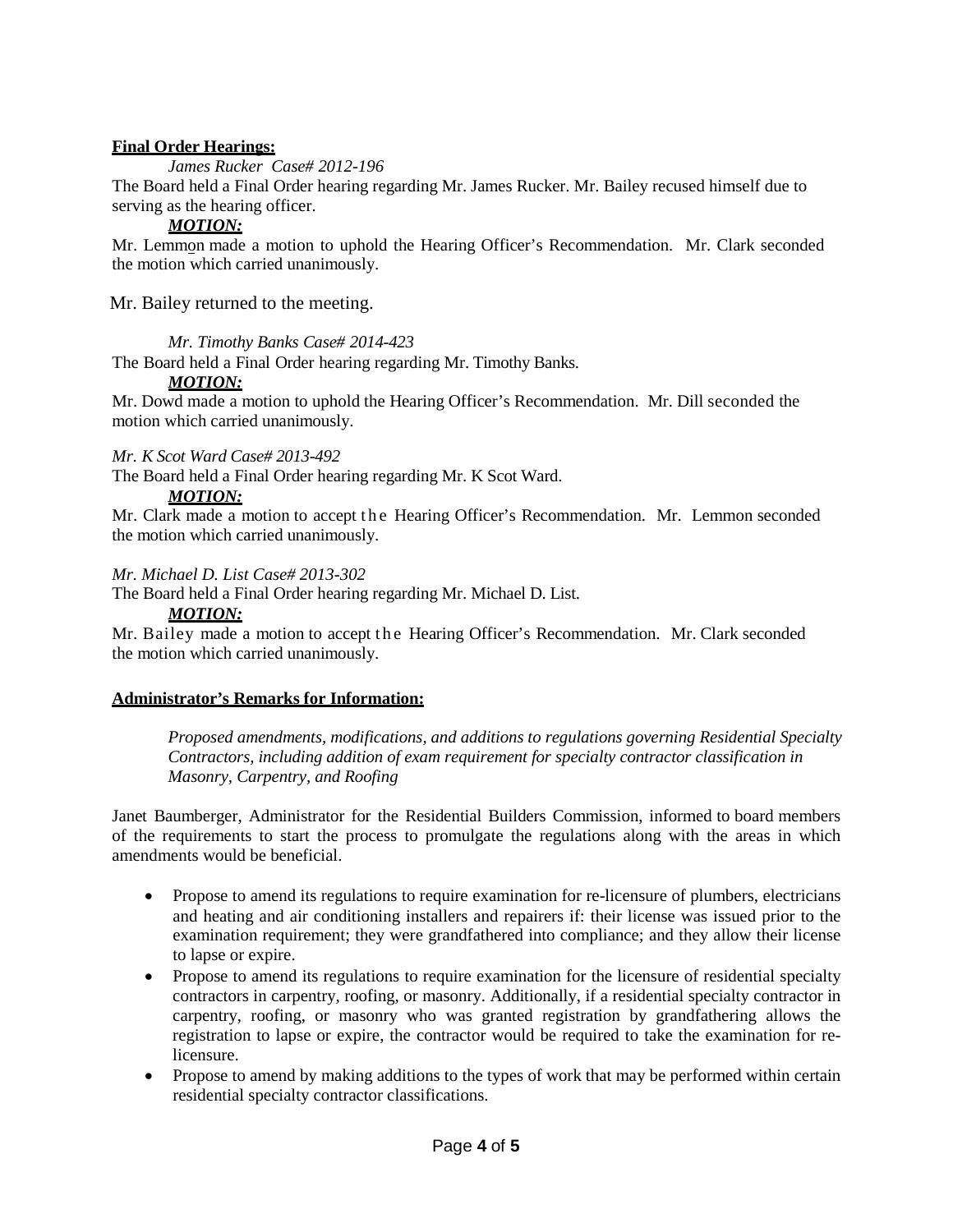**Final Order Hearings:**

*James Rucker Case# 2012-196*

The Board held a Final Order hearing regarding Mr. James Rucker. Mr. Bailey recused himself due to serving as the hearing officer.

***MOTION:***

Mr. Lemmon made a motion to uphold the Hearing Officer's Recommendation. Mr. Clark seconded the motion which carried unanimously.

Mr. Bailey returned to the meeting.

*Mr. Timothy Banks Case# 2014-423*

The Board held a Final Order hearing regarding Mr. Timothy Banks.

***MOTION:***

Mr. Dowd made a motion to uphold the Hearing Officer's Recommendation. Mr. Dill seconded the motion which carried unanimously.

*Mr. K Scot Ward Case# 2013-492*

The Board held a Final Order hearing regarding Mr. K Scot Ward.

***MOTION:***

Mr. Clark made a motion to accept the Hearing Officer's Recommendation. Mr. Lemmon seconded the motion which carried unanimously.

*Mr. Michael D. List Case# 2013-302*

The Board held a Final Order hearing regarding Mr. Michael D. List.

***MOTION:***

Mr. Bailey made a motion to accept the Hearing Officer's Recommendation. Mr. Clark seconded the motion which carried unanimously.

**Administrator's Remarks for Information:**

*Proposed amendments, modifications, and additions to regulations governing Residential Specialty Contractors, including addition of exam requirement for specialty contractor classification in Masonry, Carpentry, and Roofing*

Janet Baumberger, Administrator for the Residential Builders Commission, informed to board members of the requirements to start the process to promulgate the regulations along with the areas in which amendments would be beneficial.

- Propose to amend its regulations to require examination for re-licensure of plumbers, electricians and heating and air conditioning installers and repairers if: their license was issued prior to the examination requirement; they were grandfathered into compliance; and they allow their license to lapse or expire.
- Propose to amend its regulations to require examination for the licensure of residential specialty contractors in carpentry, roofing, or masonry. Additionally, if a residential specialty contractor in carpentry, roofing, or masonry who was granted registration by grandfathering allows the registration to lapse or expire, the contractor would be required to take the examination for re-licensure.
- Propose to amend by making additions to the types of work that may be performed within certain residential specialty contractor classifications.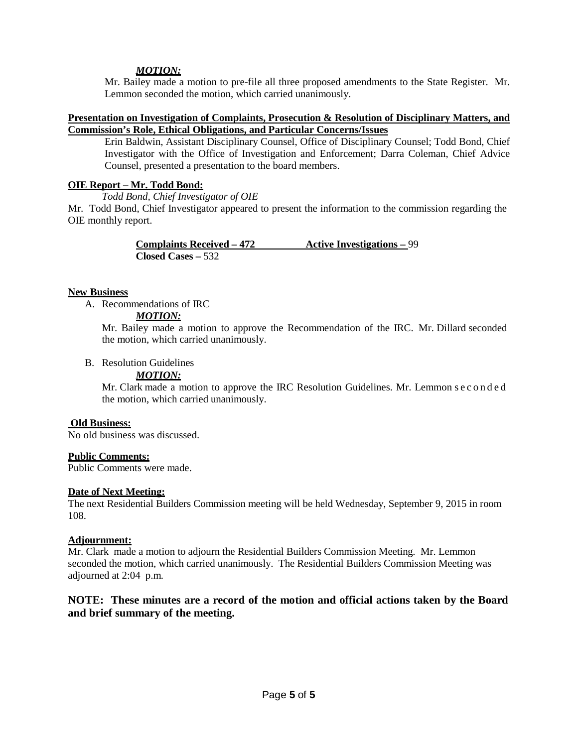*__MOTION:__*

Mr. Bailey made a motion to pre-file all three proposed amendments to the State Register. Mr. Lemmon seconded the motion, which carried unanimously.

**Presentation on Investigation of Complaints, Prosecution & Resolution of Disciplinary Matters, and Commission's Role, Ethical Obligations, and Particular Concerns/Issues**

Erin Baldwin, Assistant Disciplinary Counsel, Office of Disciplinary Counsel; Todd Bond, Chief Investigator with the Office of Investigation and Enforcement; Darra Coleman, Chief Advice Counsel, presented a presentation to the board members.

**OIE Report – Mr. Todd Bond:**

*Todd Bond, Chief Investigator of OIE*

Mr. Todd Bond, Chief Investigator appeared to present the information to the commission regarding the OIE monthly report.

**Complaints Received – 472** **Active Investigations –** 99

**Closed Cases –** 532

**New Business**

A. Recommendations of IRC

*__MOTION:__*

Mr. Bailey made a motion to approve the Recommendation of the IRC. Mr. Dillard seconded the motion, which carried unanimously.

B. Resolution Guidelines

*__MOTION:__*

Mr. Clark made a motion to approve the IRC Resolution Guidelines. Mr. Lemmon seconded the motion, which carried unanimously.

**Old Business:**

No old business was discussed.

**Public Comments:**

Public Comments were made.

**Date of Next Meeting:**

The next Residential Builders Commission meeting will be held Wednesday, September 9, 2015 in room 108.

**Adjournment:**

Mr. Clark made a motion to adjourn the Residential Builders Commission Meeting. Mr. Lemmon seconded the motion, which carried unanimously. The Residential Builders Commission Meeting was adjourned at 2:04 p.m.

**NOTE: These minutes are a record of the motion and official actions taken by the Board and brief summary of the meeting.**